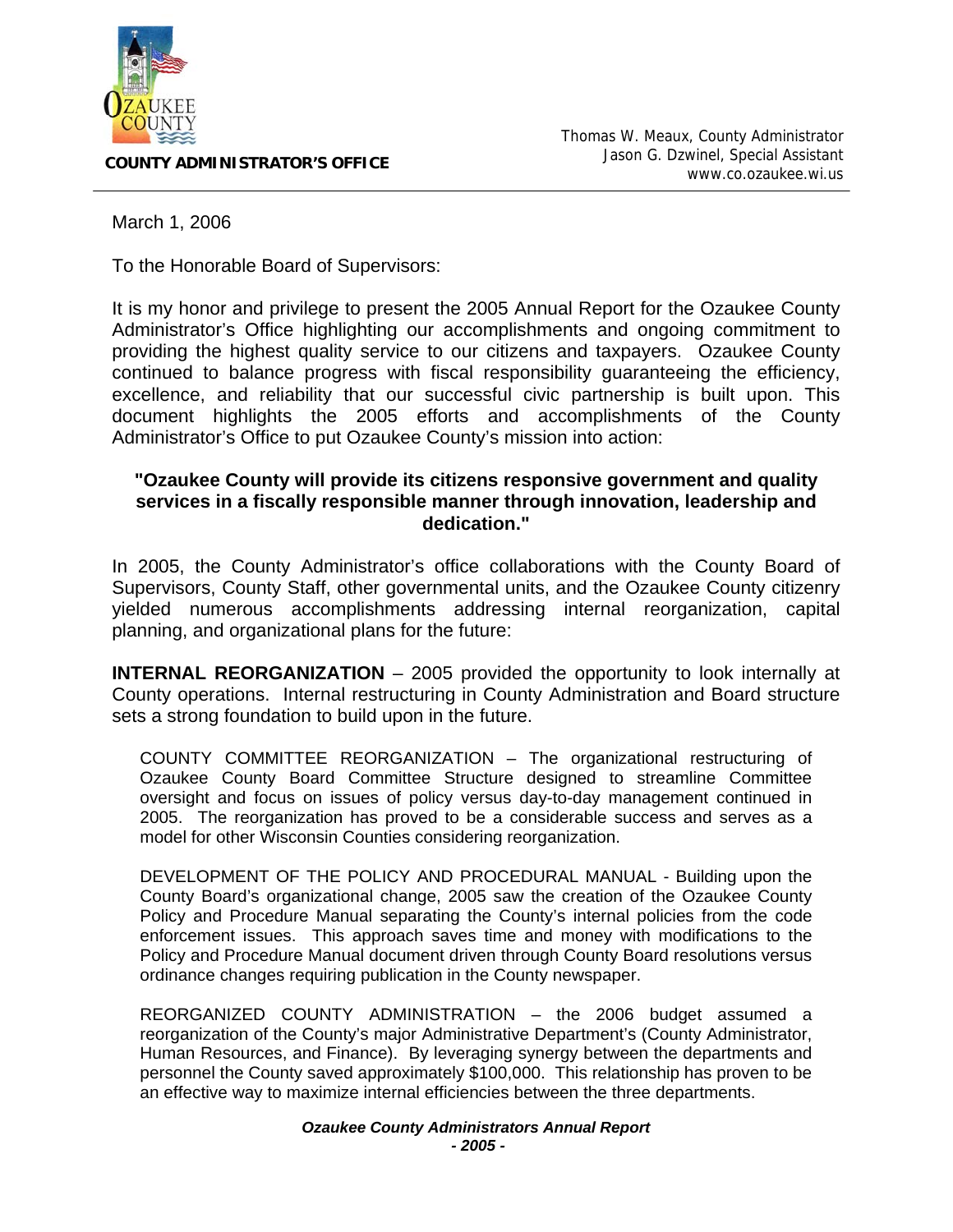**COUNTY ADMINISTRATOR'S OFFICE**

Thomas W. Meaux, County Administrator
Jason G. Dzwinel, Special Assistant
www.co.ozaukee.wi.us

March 1, 2006

To the Honorable Board of Supervisors:

It is my honor and privilege to present the 2005 Annual Report for the Ozaukee County Administrator's Office highlighting our accomplishments and ongoing commitment to providing the highest quality service to our citizens and taxpayers. Ozaukee County continued to balance progress with fiscal responsibility guaranteeing the efficiency, excellence, and reliability that our successful civic partnership is built upon. This document highlights the 2005 efforts and accomplishments of the County Administrator's Office to put Ozaukee County's mission into action:

**"Ozaukee County will provide its citizens responsive government and quality services in a fiscally responsible manner through innovation, leadership and dedication."**

In 2005, the County Administrator's office collaborations with the County Board of Supervisors, County Staff, other governmental units, and the Ozaukee County citizenry yielded numerous accomplishments addressing internal reorganization, capital planning, and organizational plans for the future:

**INTERNAL REORGANIZATION** – 2005 provided the opportunity to look internally at County operations. Internal restructuring in County Administration and Board structure sets a strong foundation to build upon in the future.

COUNTY COMMITTEE REORGANIZATION – The organizational restructuring of Ozaukee County Board Committee Structure designed to streamline Committee oversight and focus on issues of policy versus day-to-day management continued in 2005. The reorganization has proved to be a considerable success and serves as a model for other Wisconsin Counties considering reorganization.

DEVELOPMENT OF THE POLICY AND PROCEDURAL MANUAL - Building upon the County Board's organizational change, 2005 saw the creation of the Ozaukee County Policy and Procedure Manual separating the County's internal policies from the code enforcement issues. This approach saves time and money with modifications to the Policy and Procedure Manual document driven through County Board resolutions versus ordinance changes requiring publication in the County newspaper.

REORGANIZED COUNTY ADMINISTRATION – the 2006 budget assumed a reorganization of the County's major Administrative Department's (County Administrator, Human Resources, and Finance). By leveraging synergy between the departments and personnel the County saved approximately $100,000. This relationship has proven to be an effective way to maximize internal efficiencies between the three departments.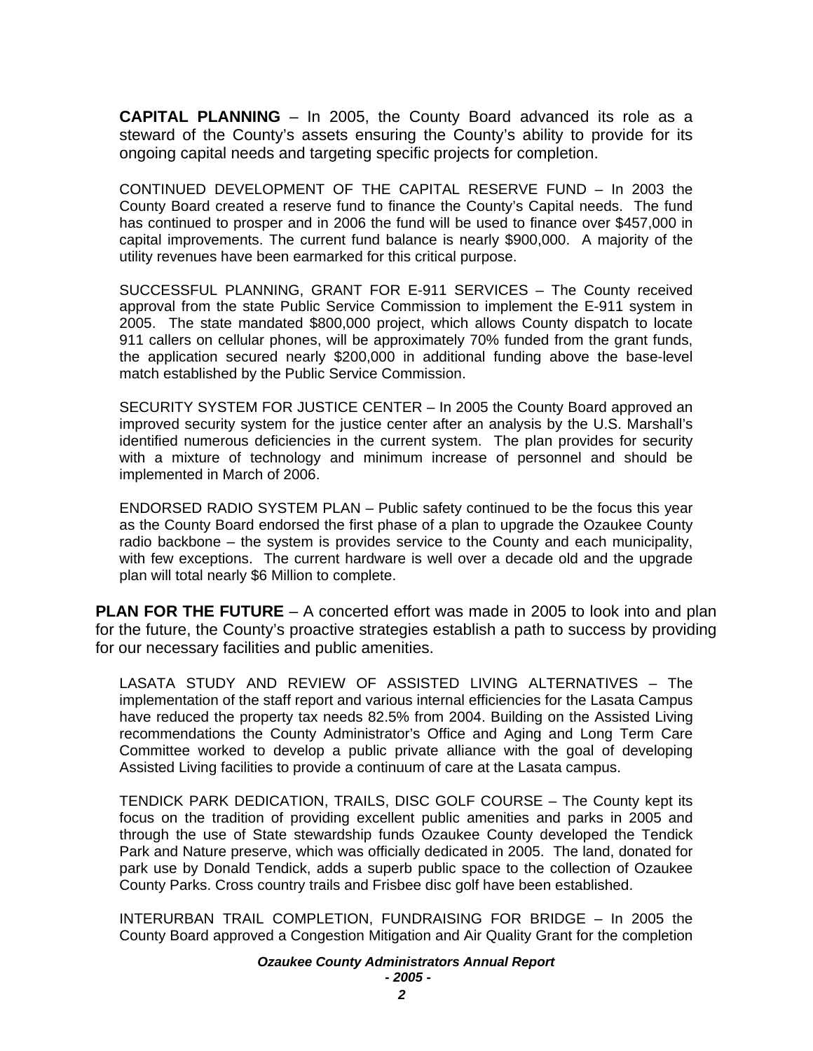**CAPITAL PLANNING** – In 2005, the County Board advanced its role as a steward of the County's assets ensuring the County's ability to provide for its ongoing capital needs and targeting specific projects for completion.

CONTINUED DEVELOPMENT OF THE CAPITAL RESERVE FUND – In 2003 the County Board created a reserve fund to finance the County's Capital needs. The fund has continued to prosper and in 2006 the fund will be used to finance over $457,000 in capital improvements. The current fund balance is nearly $900,000. A majority of the utility revenues have been earmarked for this critical purpose.

SUCCESSFUL PLANNING, GRANT FOR E-911 SERVICES – The County received approval from the state Public Service Commission to implement the E-911 system in 2005. The state mandated $800,000 project, which allows County dispatch to locate 911 callers on cellular phones, will be approximately 70% funded from the grant funds, the application secured nearly $200,000 in additional funding above the base-level match established by the Public Service Commission.

SECURITY SYSTEM FOR JUSTICE CENTER – In 2005 the County Board approved an improved security system for the justice center after an analysis by the U.S. Marshall's identified numerous deficiencies in the current system. The plan provides for security with a mixture of technology and minimum increase of personnel and should be implemented in March of 2006.

ENDORSED RADIO SYSTEM PLAN – Public safety continued to be the focus this year as the County Board endorsed the first phase of a plan to upgrade the Ozaukee County radio backbone – the system is provides service to the County and each municipality, with few exceptions. The current hardware is well over a decade old and the upgrade plan will total nearly $6 Million to complete.

**PLAN FOR THE FUTURE** – A concerted effort was made in 2005 to look into and plan for the future, the County's proactive strategies establish a path to success by providing for our necessary facilities and public amenities.

LASATA STUDY AND REVIEW OF ASSISTED LIVING ALTERNATIVES – The implementation of the staff report and various internal efficiencies for the Lasata Campus have reduced the property tax needs 82.5% from 2004. Building on the Assisted Living recommendations the County Administrator's Office and Aging and Long Term Care Committee worked to develop a public private alliance with the goal of developing Assisted Living facilities to provide a continuum of care at the Lasata campus.

TENDICK PARK DEDICATION, TRAILS, DISC GOLF COURSE – The County kept its focus on the tradition of providing excellent public amenities and parks in 2005 and through the use of State stewardship funds Ozaukee County developed the Tendick Park and Nature preserve, which was officially dedicated in 2005. The land, donated for park use by Donald Tendick, adds a superb public space to the collection of Ozaukee County Parks. Cross country trails and Frisbee disc golf have been established.

INTERURBAN TRAIL COMPLETION, FUNDRAISING FOR BRIDGE – In 2005 the County Board approved a Congestion Mitigation and Air Quality Grant for the completion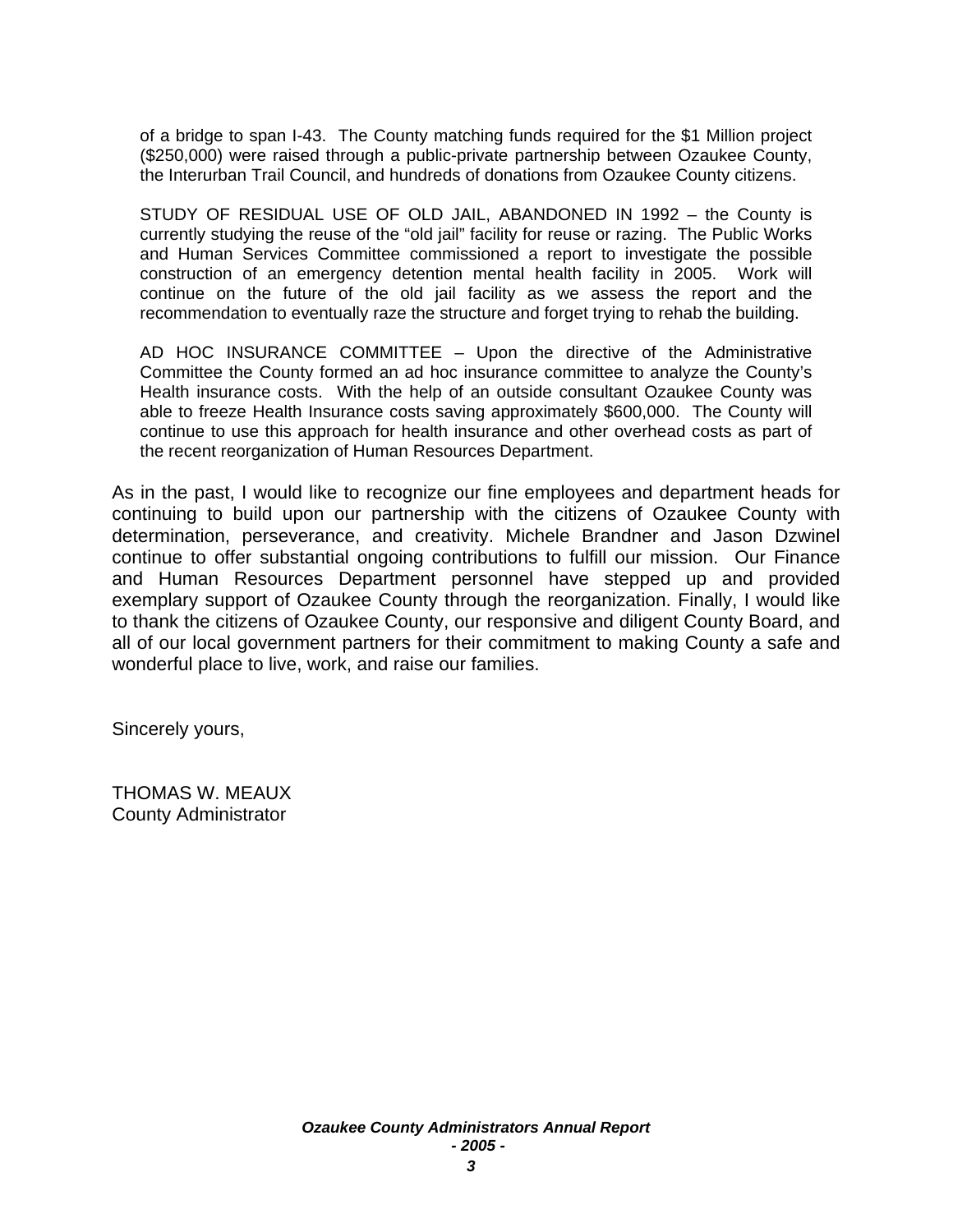of a bridge to span I-43. The County matching funds required for the $1 Million project ($250,000) were raised through a public-private partnership between Ozaukee County, the Interurban Trail Council, and hundreds of donations from Ozaukee County citizens.

STUDY OF RESIDUAL USE OF OLD JAIL, ABANDONED IN 1992 – the County is currently studying the reuse of the "old jail" facility for reuse or razing. The Public Works and Human Services Committee commissioned a report to investigate the possible construction of an emergency detention mental health facility in 2005. Work will continue on the future of the old jail facility as we assess the report and the recommendation to eventually raze the structure and forget trying to rehab the building.

AD HOC INSURANCE COMMITTEE – Upon the directive of the Administrative Committee the County formed an ad hoc insurance committee to analyze the County's Health insurance costs. With the help of an outside consultant Ozaukee County was able to freeze Health Insurance costs saving approximately $600,000. The County will continue to use this approach for health insurance and other overhead costs as part of the recent reorganization of Human Resources Department.

As in the past, I would like to recognize our fine employees and department heads for continuing to build upon our partnership with the citizens of Ozaukee County with determination, perseverance, and creativity. Michele Brandner and Jason Dzwinel continue to offer substantial ongoing contributions to fulfill our mission. Our Finance and Human Resources Department personnel have stepped up and provided exemplary support of Ozaukee County through the reorganization. Finally, I would like to thank the citizens of Ozaukee County, our responsive and diligent County Board, and all of our local government partners for their commitment to making County a safe and wonderful place to live, work, and raise our families.

Sincerely yours,

THOMAS W. MEAUX
County Administrator